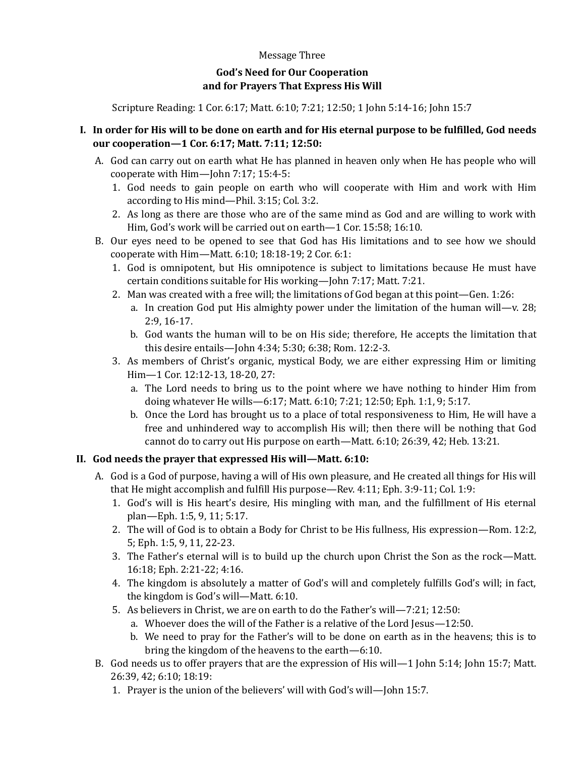Message Three

# God's Need for Our Cooperation and for Prayers That Express His Will

Scripture Reading: 1 Cor. 6:17; Matt. 6:10; 7:21; 12:50; 1 John 5:14-16; John 15:7

**I. In order for His will to be done on earth and for His eternal purpose to be fulfilled, God needs our cooperation—1 Cor. 6:17; Matt. 7:11; 12:50:**

A. God can carry out on earth what He has planned in heaven only when He has people who will cooperate with Him—John 7:17; 15:4-5:

1. God needs to gain people on earth who will cooperate with Him and work with Him according to His mind—Phil. 3:15; Col. 3:2.
2. As long as there are those who are of the same mind as God and are willing to work with Him, God's work will be carried out on earth—1 Cor. 15:58; 16:10.

B. Our eyes need to be opened to see that God has His limitations and to see how we should cooperate with Him—Matt. 6:10; 18:18-19; 2 Cor. 6:1:

1. God is omnipotent, but His omnipotence is subject to limitations because He must have certain conditions suitable for His working—John 7:17; Matt. 7:21.
2. Man was created with a free will; the limitations of God began at this point—Gen. 1:26:
   a. In creation God put His almighty power under the limitation of the human will—v. 28; 2:9, 16-17.
   b. God wants the human will to be on His side; therefore, He accepts the limitation that this desire entails—John 4:34; 5:30; 6:38; Rom. 12:2-3.
3. As members of Christ's organic, mystical Body, we are either expressing Him or limiting Him—1 Cor. 12:12-13, 18-20, 27:
   a. The Lord needs to bring us to the point where we have nothing to hinder Him from doing whatever He wills—6:17; Matt. 6:10; 7:21; 12:50; Eph. 1:1, 9; 5:17.
   b. Once the Lord has brought us to a place of total responsiveness to Him, He will have a free and unhindered way to accomplish His will; then there will be nothing that God cannot do to carry out His purpose on earth—Matt. 6:10; 26:39, 42; Heb. 13:21.

**II. God needs the prayer that expressed His will—Matt. 6:10:**

A. God is a God of purpose, having a will of His own pleasure, and He created all things for His will that He might accomplish and fulfill His purpose—Rev. 4:11; Eph. 3:9-11; Col. 1:9:

1. God's will is His heart's desire, His mingling with man, and the fulfillment of His eternal plan—Eph. 1:5, 9, 11; 5:17.
2. The will of God is to obtain a Body for Christ to be His fullness, His expression—Rom. 12:2, 5; Eph. 1:5, 9, 11, 22-23.
3. The Father's eternal will is to build up the church upon Christ the Son as the rock—Matt. 16:18; Eph. 2:21-22; 4:16.
4. The kingdom is absolutely a matter of God's will and completely fulfills God's will; in fact, the kingdom is God's will—Matt. 6:10.
5. As believers in Christ, we are on earth to do the Father's will—7:21; 12:50:
   a. Whoever does the will of the Father is a relative of the Lord Jesus—12:50.
   b. We need to pray for the Father's will to be done on earth as in the heavens; this is to bring the kingdom of the heavens to the earth—6:10.

B. God needs us to offer prayers that are the expression of His will—1 John 5:14; John 15:7; Matt. 26:39, 42; 6:10; 18:19:

1. Prayer is the union of the believers' will with God's will—John 15:7.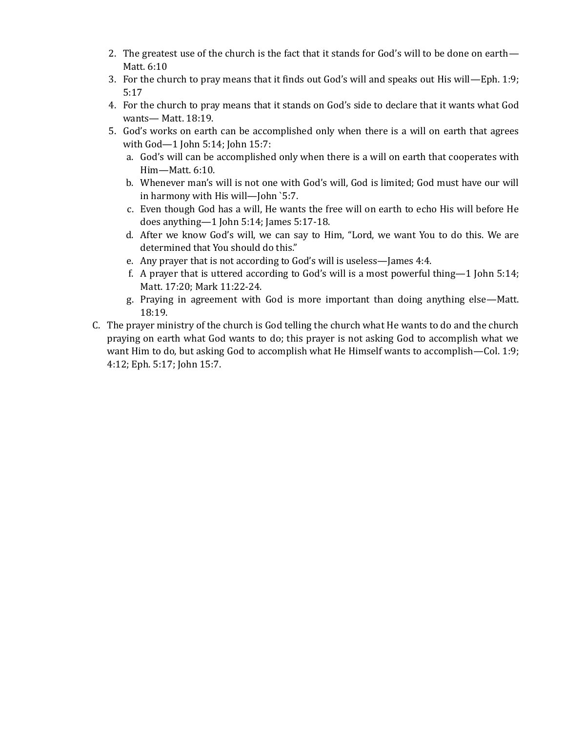2. The greatest use of the church is the fact that it stands for God's will to be done on earth—Matt. 6:10
3. For the church to pray means that it finds out God's will and speaks out His will—Eph. 1:9; 5:17
4. For the church to pray means that it stands on God's side to declare that it wants what God wants— Matt. 18:19.
5. God's works on earth can be accomplished only when there is a will on earth that agrees with God—1 John 5:14; John 15:7:
   a. God's will can be accomplished only when there is a will on earth that cooperates with Him—Matt. 6:10.
   b. Whenever man's will is not one with God's will, God is limited; God must have our will in harmony with His will—John `5:7.
   c. Even though God has a will, He wants the free will on earth to echo His will before He does anything—1 John 5:14; James 5:17-18.
   d. After we know God's will, we can say to Him, "Lord, we want You to do this. We are determined that You should do this."
   e. Any prayer that is not according to God's will is useless—James 4:4.
   f. A prayer that is uttered according to God's will is a most powerful thing—1 John 5:14; Matt. 17:20; Mark 11:22-24.
   g. Praying in agreement with God is more important than doing anything else—Matt. 18:19.

C. The prayer ministry of the church is God telling the church what He wants to do and the church praying on earth what God wants to do; this prayer is not asking God to accomplish what we want Him to do, but asking God to accomplish what He Himself wants to accomplish—Col. 1:9; 4:12; Eph. 5:17; John 15:7.